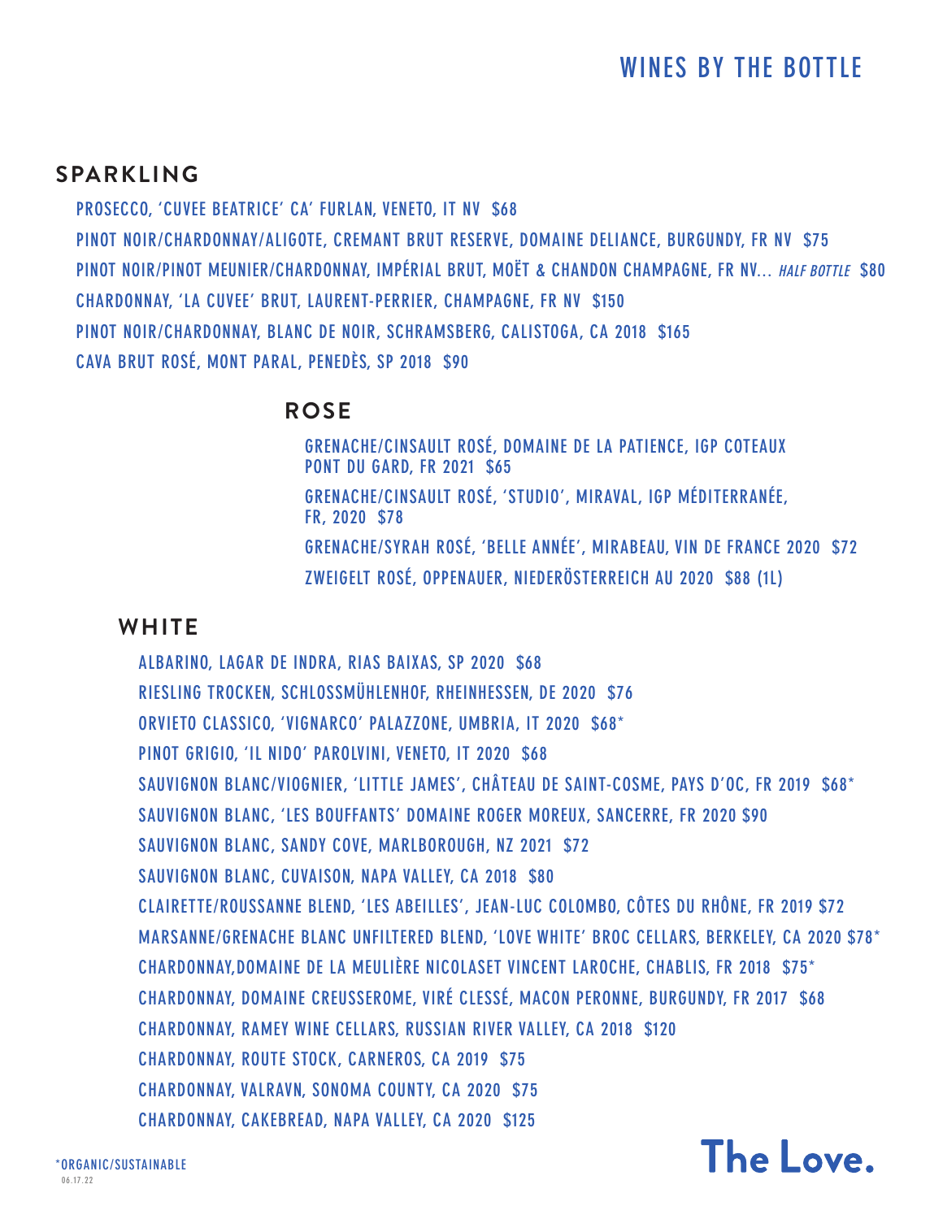# WINES BY THE BOTTLE

## SPARKLING

PROSECCO, 'CUVEE BEATRICE' CA' FURLAN, VENETO, IT NV $68

PINOT NOIR/CHARDONNAY/ALIGOTE, CREMANT BRUT RESERVE, DOMAINE DELIANCE, BURGUNDY, FR NV $75

PINOT NOIR/PINOT MEUNIER/CHARDONNAY, IMPÉRIAL BRUT, MOËT & CHANDON CHAMPAGNE, FR NV... *HALF BOTTLE* $80

CHARDONNAY, 'LA CUVEE' BRUT, LAURENT-PERRIER, CHAMPAGNE, FR NV $150

PINOT NOIR/CHARDONNAY, BLANC DE NOIR, SCHRAMSBERG, CALISTOGA, CA 2018 $165

CAVA BRUT ROSÉ, MONT PARAL, PENEDÈS, SP 2018 $90

## ROSE

GRENACHE/CINSAULT ROSÉ, DOMAINE DE LA PATIENCE, IGP COTEAUX PONT DU GARD, FR 2021 $65

GRENACHE/CINSAULT ROSÉ, 'STUDIO', MIRAVAL, IGP MÉDITERRANÉE, FR, 2020 $78

GRENACHE/SYRAH ROSÉ, 'BELLE ANNÉE', MIRABEAU, VIN DE FRANCE 2020 $72

ZWEIGELT ROSÉ, OPPENAUER, NIEDERÖSTERREICH AU 2020 $88 (1L)

## WHITE

ALBARINO, LAGAR DE INDRA, RIAS BAIXAS, SP 2020 $68

RIESLING TROCKEN, SCHLOSSMÜHLENHOF, RHEINHESSEN, DE 2020 $76

ORVIETO CLASSICO, 'VIGNARCO' PALAZZONE, UMBRIA, IT 2020 $68*

PINOT GRIGIO, 'IL NIDO' PAROLVINI, VENETO, IT 2020 $68

SAUVIGNON BLANC/VIOGNIER, 'LITTLE JAMES', CHÂTEAU DE SAINT-COSME, PAYS D'OC, FR 2019 $68*

SAUVIGNON BLANC, 'LES BOUFFANTS' DOMAINE ROGER MOREUX, SANCERRE, FR 2020 $90

SAUVIGNON BLANC, SANDY COVE, MARLBOROUGH, NZ 2021 $72

SAUVIGNON BLANC, CUVAISON, NAPA VALLEY, CA 2018 $80

CLAIRETTE/ROUSSANNE BLEND, 'LES ABEILLES', JEAN-LUC COLOMBO, CÔTES DU RHÔNE, FR 2019 $72

MARSANNE/GRENACHE BLANC UNFILTERED BLEND, 'LOVE WHITE' BROC CELLARS, BERKELEY, CA 2020 $78*

CHARDONNAY,DOMAINE DE LA MEULIÈRE NICOLASET VINCENT LAROCHE, CHABLIS, FR 2018 $75*

CHARDONNAY, DOMAINE CREUSSEROME, VIRÉ CLESSÉ, MACON PERONNE, BURGUNDY, FR 2017 $68

CHARDONNAY, RAMEY WINE CELLARS, RUSSIAN RIVER VALLEY, CA 2018 $120

CHARDONNAY, ROUTE STOCK, CARNEROS, CA 2019 $75

CHARDONNAY, VALRAVN, SONOMA COUNTY, CA 2020 $75

CHARDONNAY, CAKEBREAD, NAPA VALLEY, CA 2020 $125

*ORGANIC/SUSTAINABLE

06.17.22

The Love.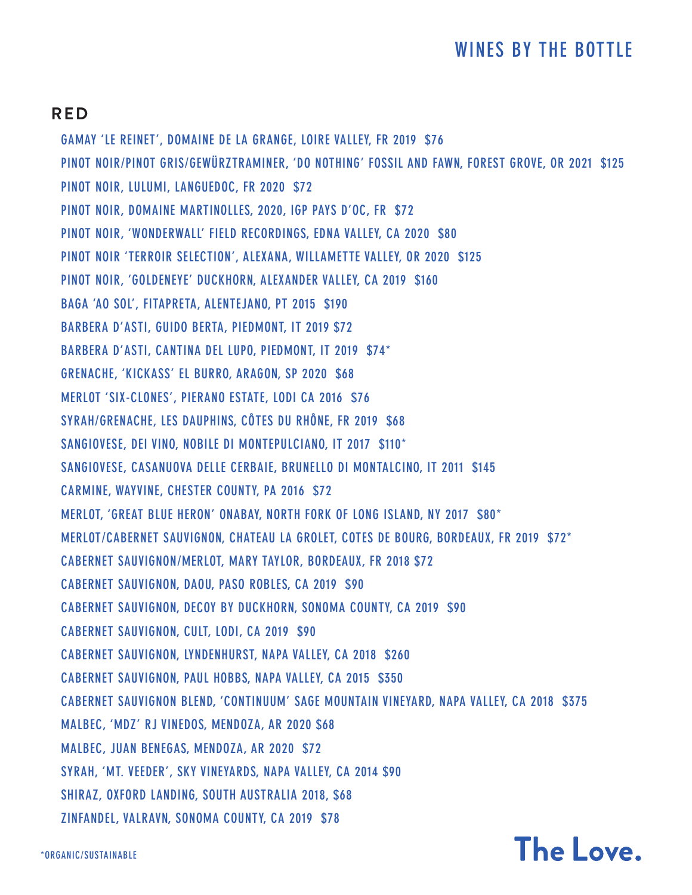# WINES BY THE BOTTLE

## RED

GAMAY 'LE REINET', DOMAINE DE LA GRANGE, LOIRE VALLEY, FR 2019 $76

PINOT NOIR/PINOT GRIS/GEWÜRZTRAMINER, 'DO NOTHING' FOSSIL AND FAWN, FOREST GROVE, OR 2021 $125

PINOT NOIR, LULUMI, LANGUEDOC, FR 2020 $72

PINOT NOIR, DOMAINE MARTINOLLES, 2020, IGP PAYS D'OC, FR $72

PINOT NOIR, 'WONDERWALL' FIELD RECORDINGS, EDNA VALLEY, CA 2020 $80

PINOT NOIR 'TERROIR SELECTION', ALEXANA, WILLAMETTE VALLEY, OR 2020 $125

PINOT NOIR, 'GOLDENEYE' DUCKHORN, ALEXANDER VALLEY, CA 2019 $160

BAGA 'AO SOL', FITAPRETA, ALENTEJANO, PT 2015 $190

BARBERA D'ASTI, GUIDO BERTA, PIEDMONT, IT 2019 $72

BARBERA D'ASTI, CANTINA DEL LUPO, PIEDMONT, IT 2019 $74*

GRENACHE, 'KICKASS' EL BURRO, ARAGON, SP 2020 $68

MERLOT 'SIX-CLONES', PIERANO ESTATE, LODI CA 2016 $76

SYRAH/GRENACHE, LES DAUPHINS, CÔTES DU RHÔNE, FR 2019 $68

SANGIOVESE, DEI VINO, NOBILE DI MONTEPULCIANO, IT 2017 $110*

SANGIOVESE, CASANUOVA DELLE CERBAIE, BRUNELLO DI MONTALCINO, IT 2011 $145

CARMINE, WAYVINE, CHESTER COUNTY, PA 2016 $72

MERLOT, 'GREAT BLUE HERON' ONABAY, NORTH FORK OF LONG ISLAND, NY 2017 $80*

MERLOT/CABERNET SAUVIGNON, CHATEAU LA GROLET, COTES DE BOURG, BORDEAUX, FR 2019 $72*

CABERNET SAUVIGNON/MERLOT, MARY TAYLOR, BORDEAUX, FR 2018 $72

CABERNET SAUVIGNON, DAOU, PASO ROBLES, CA 2019 $90

CABERNET SAUVIGNON, DECOY BY DUCKHORN, SONOMA COUNTY, CA 2019 $90

CABERNET SAUVIGNON, CULT, LODI, CA 2019 $90

CABERNET SAUVIGNON, LYNDENHURST, NAPA VALLEY, CA 2018 $260

CABERNET SAUVIGNON, PAUL HOBBS, NAPA VALLEY, CA 2015 $350

CABERNET SAUVIGNON BLEND, 'CONTINUUM' SAGE MOUNTAIN VINEYARD, NAPA VALLEY, CA 2018 $375

MALBEC, 'MDZ' RJ VINEDOS, MENDOZA, AR 2020 $68

MALBEC, JUAN BENEGAS, MENDOZA, AR 2020 $72

SYRAH, 'MT. VEEDER', SKY VINEYARDS, NAPA VALLEY, CA 2014 $90

SHIRAZ, OXFORD LANDING, SOUTH AUSTRALIA 2018, $68

ZINFANDEL, VALRAVN, SONOMA COUNTY, CA 2019 $78

*ORGANIC/SUSTAINABLE

**The Love.**